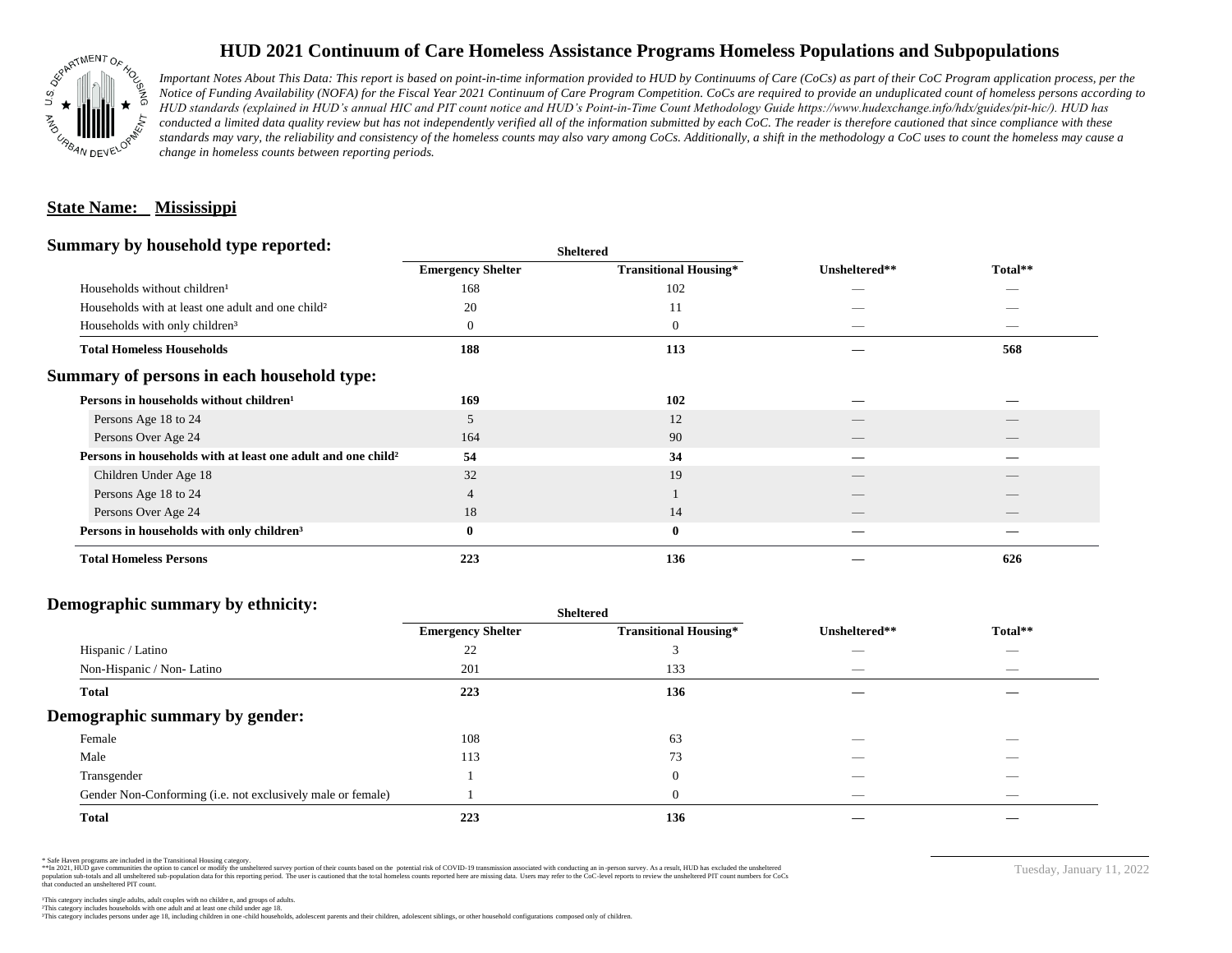# HUD 2021 Continuum of Care Homeless Assistance Programs Homeless Populations and Subpopulations

*Important Notes About This Data: This report is based on point-in-time information provided to HUD by Continuums of Care (CoCs) as part of their CoC Program application process, per the Notice of Funding Availability (NOFA) for the Fiscal Year 2021 Continuum of Care Program Competition. CoCs are required to produce an unduplicated count of homeless persons according to HUD standards (explained in HUD's annual HIC and PIT count notice and HUD's Point-in-Time Count Methodology Guide https://www.hudexchange.info/hdx/guides/pit-hic/). HUD has conducted a limited data quality review but has not independently verified all of the information submitted by each CoC. The reader is therefore cautioned that since compliance with these standards may vary, the reliability and consistency of the homeless counts may also vary among CoCs. Additionally, a shift in the methodology a CoC uses to count the homeless may cause a change in homeless counts between reporting periods.*

**State Name: Mississippi**

## Summary by household type reported:

| | Sheltered | | | |
|---|---|---|---|---|
| | **Emergency Shelter** | **Transitional Housing*** | **Unsheltered**** | **Total**** |
| Households without children¹ | 168 | 102 | — | — |
| Households with at least one adult and one child² | 20 | 11 | — | — |
| Households with only children³ | 0 | 0 | — | — |
| **Total Homeless Households** | **188** | **113** | **—** | **568** |

## Summary of persons in each household type:

| | Emergency Shelter | Transitional Housing* | Unsheltered** | Total** |
|---|---|---|---|---|
| **Persons in households without children¹** | **169** | **102** | **—** | **—** |
| Persons Age 18 to 24 | 5 | 12 | — | — |
| Persons Over Age 24 | 164 | 90 | — | — |
| **Persons in households with at least one adult and one child²** | **54** | **34** | **—** | **—** |
| Children Under Age 18 | 32 | 19 | — | — |
| Persons Age 18 to 24 | 4 | 1 | — | — |
| Persons Over Age 24 | 18 | 14 | — | — |
| **Persons in households with only children³** | **0** | **0** | **—** | **—** |
| **Total Homeless Persons** | **223** | **136** | **—** | **626** |

## Demographic summary by ethnicity:

| | Sheltered | | | |
|---|---|---|---|---|
| | **Emergency Shelter** | **Transitional Housing*** | **Unsheltered**** | **Total**** |
| Hispanic / Latino | 22 | 3 | — | — |
| Non-Hispanic / Non- Latino | 201 | 133 | — | — |
| **Total** | **223** | **136** | **—** | **—** |

## Demographic summary by gender:

| | Emergency Shelter | Transitional Housing* | Unsheltered** | Total** |
|---|---|---|---|---|
| Female | 108 | 63 | — | — |
| Male | 113 | 73 | — | — |
| Transgender | 1 | 0 | — | — |
| Gender Non-Conforming (i.e. not exclusively male or female) | 1 | 0 | — | — |
| **Total** | **223** | **136** | **—** | **—** |

\* Safe Haven programs are included in the Transitional Housing category.
**In 2021, HUD gave communities the option to cancel or modify the unsheltered survey portion of their counts based on the potential risk of COVID-19 transmission associated with conducting an in-person survey. As a result, HUD has excluded the unsheltered population sub-totals and all unsheltered sub-population data for this reporting period. The user is cautioned that the total homeless counts reported here are missing data. Users may refer to the CoC-level reports to review the unsheltered PIT count numbers for CoCs that conducted an unsheltered PIT count.

¹This category includes single adults, adult couples with no children, and groups of adults.
²This category includes households with one adult and at least one child under age 18.
³This category includes persons under age 18, including children in one-child households, adolescent parents and their children, adolescent siblings, or other household configurations composed only of children.

Tuesday, January 11, 2022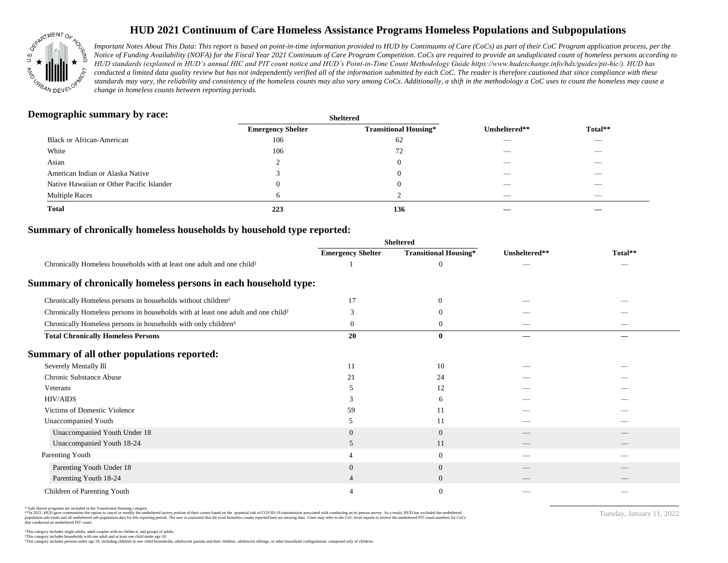# HUD 2021 Continuum of Care Homeless Assistance Programs Homeless Populations and Subpopulations

*Important Notes About This Data: This report is based on point-in-time information provided to HUD by Continuums of Care (CoCs) as part of their CoC Program application process, per the Notice of Funding Availability (NOFA) for the Fiscal Year 2021 Continuum of Care Program Competition. CoCs are required to provide an unduplicated count of homeless persons according to HUD standards (explained in HUD's annual HIC and PIT count notice and HUD's Point-in-Time Count Methodology Guide https://www.hudexchange.info/hdx/guides/pit-hic/). HUD has conducted a limited data quality review but has not independently verified all of the information submitted by each CoC. The reader is therefore cautioned that since compliance with these standards may vary, the reliability and consistency of the homeless counts may also vary among CoCs. Additionally, a shift in the methodology a CoC uses to count the homeless may cause a change in homeless counts between reporting periods.*

## Demographic summary by race:

| | Sheltered | | | |
|---|---|---|---|---|
| | Emergency Shelter | Transitional Housing* | Unsheltered** | Total** |
| Black or African-American | 106 | 62 | — | — |
| White | 106 | 72 | — | — |
| Asian | 2 | 0 | — | — |
| American Indian or Alaska Native | 3 | 0 | — | — |
| Native Hawaiian or Other Pacific Islander | 0 | 0 | — | — |
| Multiple Races | 6 | 2 | — | — |
| **Total** | **223** | **136** | **—** | **—** |

## Summary of chronically homeless households by household type reported:

| | Sheltered | | | |
|---|---|---|---|---|
| | Emergency Shelter | Transitional Housing* | Unsheltered** | Total** |
| Chronically Homeless households with at least one adult and one child² | 1 | 0 | — | — |

## Summary of chronically homeless persons in each household type:

| | Emergency Shelter | Transitional Housing* | Unsheltered** | Total** |
|---|---|---|---|---|
| Chronically Homeless persons in households without children¹ | 17 | 0 | — | — |
| Chronically Homeless persons in households with at least one adult and one child² | 3 | 0 | — | — |
| Chronically Homeless persons in households with only children³ | 0 | 0 | — | — |
| **Total Chronically Homeless Persons** | **20** | **0** | **—** | **—** |

## Summary of all other populations reported:

| | Emergency Shelter | Transitional Housing* | Unsheltered** | Total** |
|---|---|---|---|---|
| Severely Mentally Ill | 11 | 10 | — | — |
| Chronic Substance Abuse | 21 | 24 | — | — |
| Veterans | 5 | 12 | — | — |
| HIV/AIDS | 3 | 6 | — | — |
| Victims of Domestic Violence | 59 | 11 | — | — |
| Unaccompanied Youth | 5 | 11 | — | — |
| Unaccompanied Youth Under 18 | 0 | 0 | — | — |
| Unaccompanied Youth 18-24 | 5 | 11 | — | — |
| Parenting Youth | 4 | 0 | — | — |
| Parenting Youth Under 18 | 0 | 0 | — | — |
| Parenting Youth 18-24 | 4 | 0 | — | — |
| Children of Parenting Youth | 4 | 0 | — | — |

\* Safe Haven programs are included in the Transitional Housing category.
**In 2021, HUD gave communities the option to cancel or modify the unsheltered survey portion of their counts based on the potential risk of COVID-19 transmission associated with conducting an in-person survey. As a result, HUD has excluded the unsheltered population sub-totals and all unsheltered sub-population data for this reporting period. The user is cautioned that the total homeless counts reported here are missing data. Users may refer to the CoC-level reports to review the unsheltered PIT count numbers for CoCs that conducted an unsheltered PIT count.

¹This category includes single adults, adult couples with no children, and groups of adults.
²This category includes households with one adult and at least one child under age 18.
³This category includes persons under age 18, including children in one-child households, adolescent parents and their children, adolescent siblings, or other household configurations composed only of children.

Tuesday, January 11, 2022